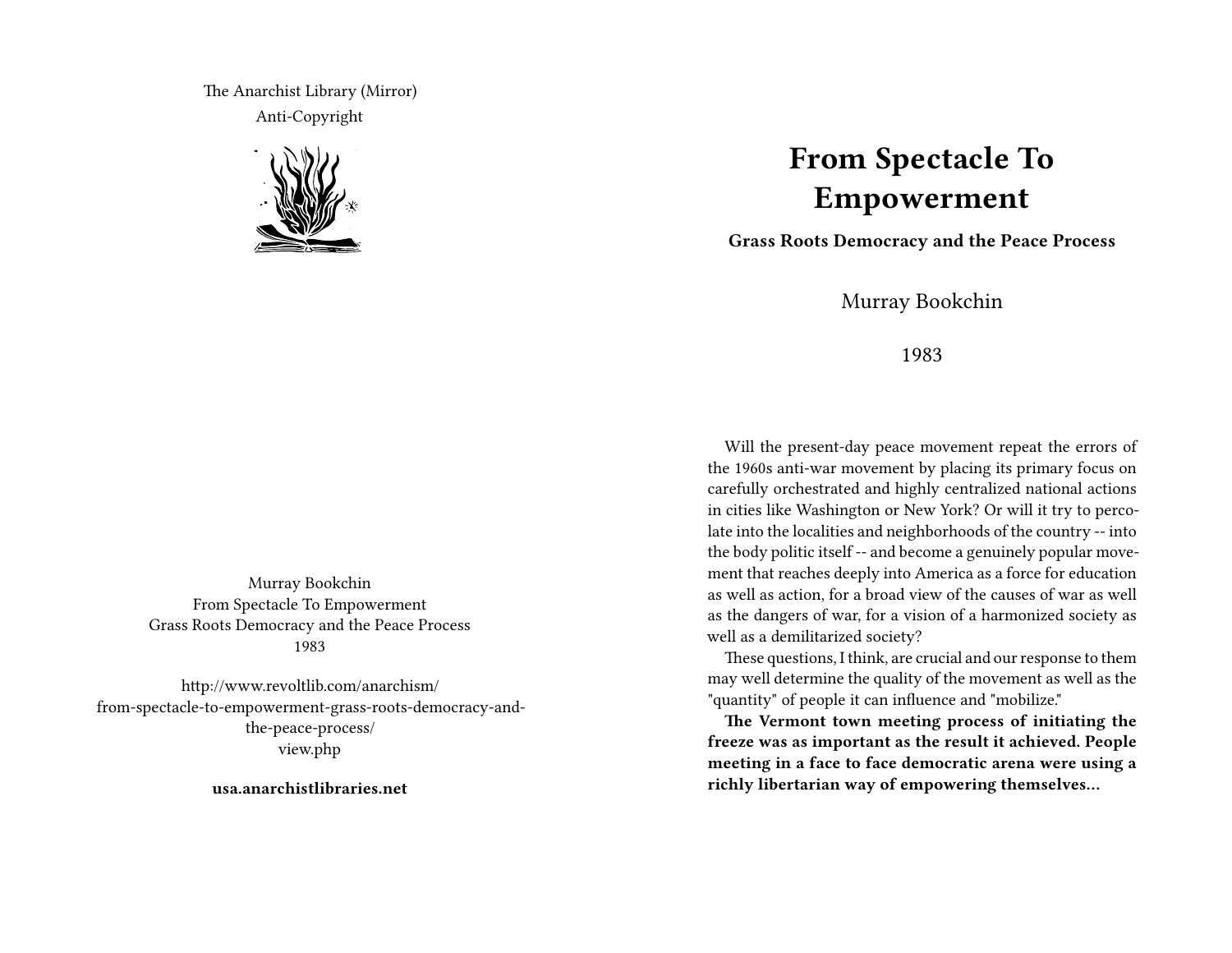The Anarchist Library (Mirror)
Anti-Copyright

Murray Bookchin
From Spectacle To Empowerment
Grass Roots Democracy and the Peace Process
1983

http://www.revoltlib.com/anarchism/from-spectacle-to-empowerment-grass-roots-democracy-and-the-peace-process/view.php

**usa.anarchistlibraries.net**

# From Spectacle To Empowerment

**Grass Roots Democracy and the Peace Process**

Murray Bookchin

1983

Will the present-day peace movement repeat the errors of the 1960s anti-war movement by placing its primary focus on carefully orchestrated and highly centralized national actions in cities like Washington or New York? Or will it try to percolate into the localities and neighborhoods of the country -- into the body politic itself -- and become a genuinely popular movement that reaches deeply into America as a force for education as well as action, for a broad view of the causes of war as well as the dangers of war, for a vision of a harmonized society as well as a demilitarized society?

These questions, I think, are crucial and our response to them may well determine the quality of the movement as well as the "quantity" of people it can influence and "mobilize."

**The Vermont town meeting process of initiating the freeze was as important as the result it achieved. People meeting in a face to face democratic arena were using a richly libertarian way of empowering themselves...**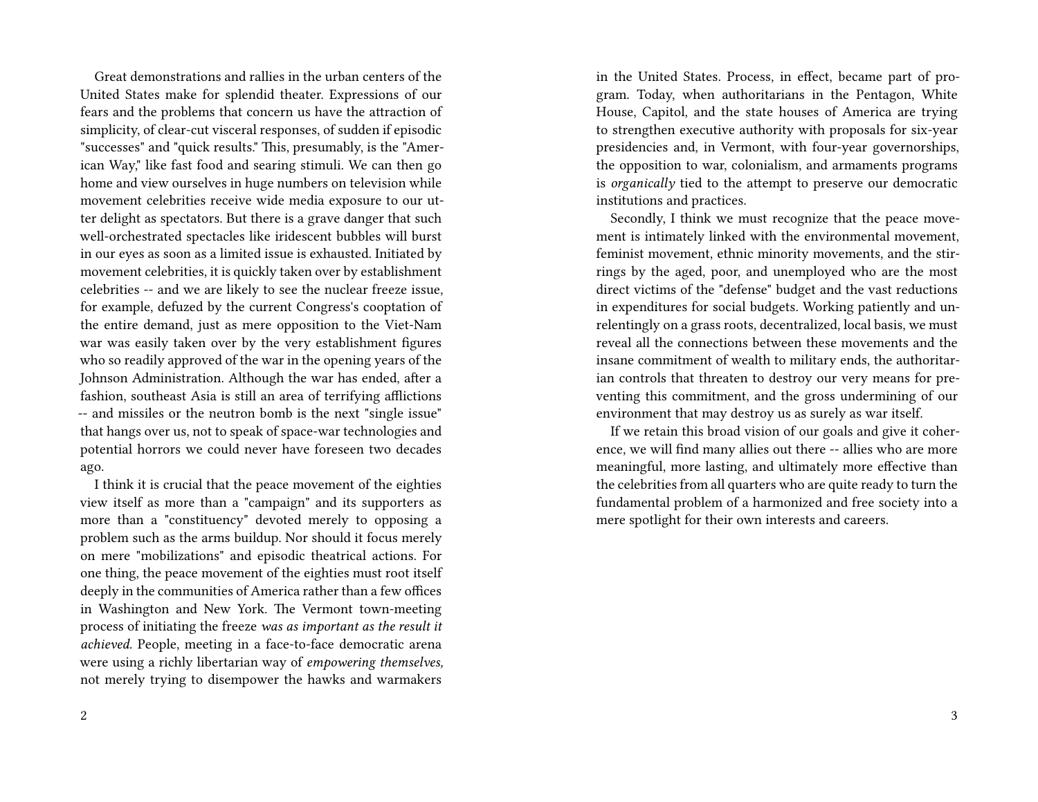Great demonstrations and rallies in the urban centers of the United States make for splendid theater. Expressions of our fears and the problems that concern us have the attraction of simplicity, of clear-cut visceral responses, of sudden if episodic "successes" and "quick results." This, presumably, is the "American Way," like fast food and searing stimuli. We can then go home and view ourselves in huge numbers on television while movement celebrities receive wide media exposure to our utter delight as spectators. But there is a grave danger that such well-orchestrated spectacles like iridescent bubbles will burst in our eyes as soon as a limited issue is exhausted. Initiated by movement celebrities, it is quickly taken over by establishment celebrities -- and we are likely to see the nuclear freeze issue, for example, defuzed by the current Congress's cooptation of the entire demand, just as mere opposition to the Viet-Nam war was easily taken over by the very establishment figures who so readily approved of the war in the opening years of the Johnson Administration. Although the war has ended, after a fashion, southeast Asia is still an area of terrifying afflictions -- and missiles or the neutron bomb is the next "single issue" that hangs over us, not to speak of space-war technologies and potential horrors we could never have foreseen two decades ago.

I think it is crucial that the peace movement of the eighties view itself as more than a "campaign" and its supporters as more than a "constituency" devoted merely to opposing a problem such as the arms buildup. Nor should it focus merely on mere "mobilizations" and episodic theatrical actions. For one thing, the peace movement of the eighties must root itself deeply in the communities of America rather than a few offices in Washington and New York. The Vermont town-meeting process of initiating the freeze *was as important as the result it achieved.* People, meeting in a face-to-face democratic arena were using a richly libertarian way of *empowering themselves,* not merely trying to disempower the hawks and warmakers in the United States. Process, in effect, became part of program. Today, when authoritarians in the Pentagon, White House, Capitol, and the state houses of America are trying to strengthen executive authority with proposals for six-year presidencies and, in Vermont, with four-year governorships, the opposition to war, colonialism, and armaments programs is *organically* tied to the attempt to preserve our democratic institutions and practices.

Secondly, I think we must recognize that the peace movement is intimately linked with the environmental movement, feminist movement, ethnic minority movements, and the stirrings by the aged, poor, and unemployed who are the most direct victims of the "defense" budget and the vast reductions in expenditures for social budgets. Working patiently and unrelentingly on a grass roots, decentralized, local basis, we must reveal all the connections between these movements and the insane commitment of wealth to military ends, the authoritarian controls that threaten to destroy our very means for preventing this commitment, and the gross undermining of our environment that may destroy us as surely as war itself.

If we retain this broad vision of our goals and give it coherence, we will find many allies out there -- allies who are more meaningful, more lasting, and ultimately more effective than the celebrities from all quarters who are quite ready to turn the fundamental problem of a harmonized and free society into a mere spotlight for their own interests and careers.